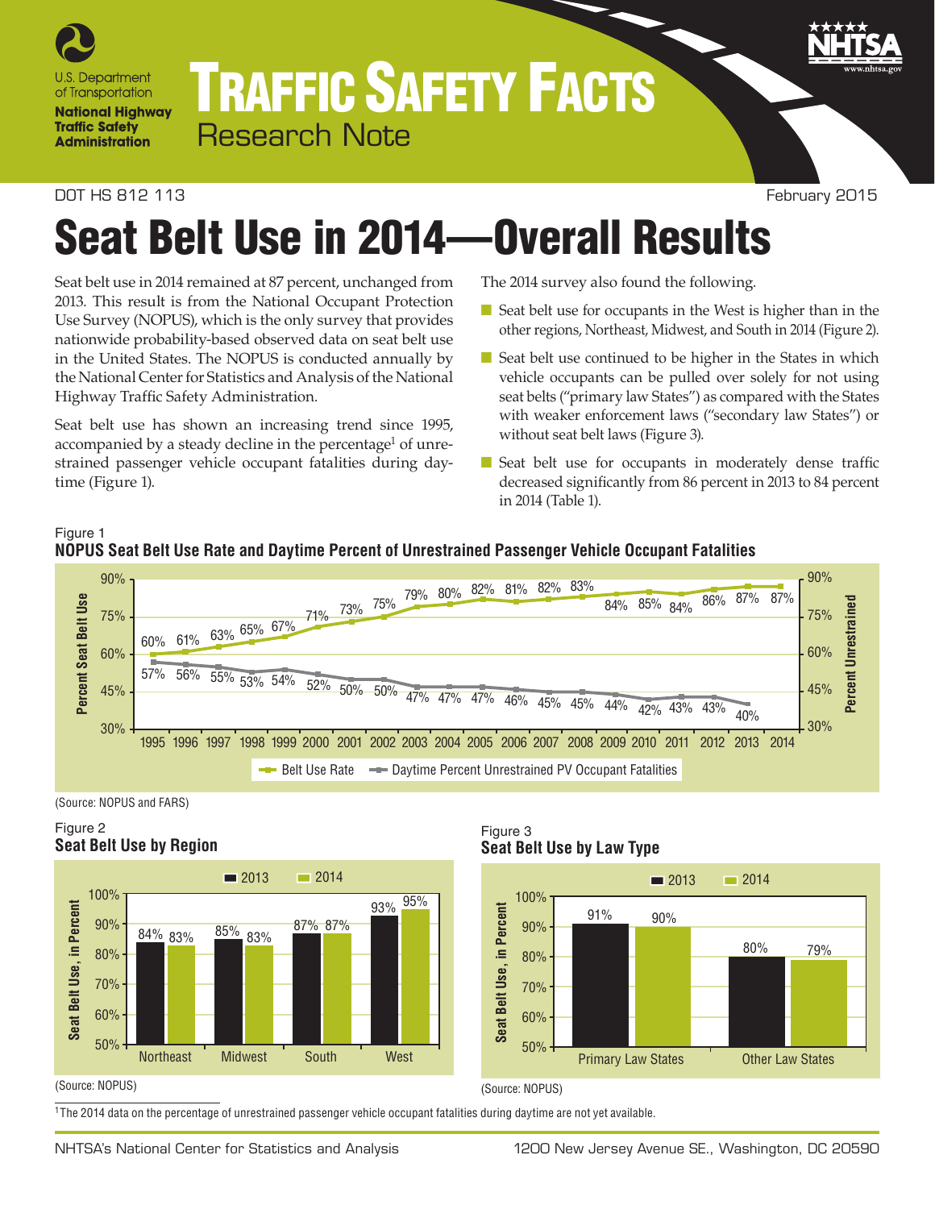U.S. Department of Transportation

**National Highway Traffic Safety Administration**

# TRAFFIC SAFETY FACTS

Research Note

DOT HS 812 113 February 2015

# Seat Belt Use in 2014—Overall Results

Seat belt use in 2014 remained at 87 percent, unchanged from 2013. This result is from the National Occupant Protection Use Survey (NOPUS), which is the only survey that provides nationwide probability-based observed data on seat belt use in the United States. The NOPUS is conducted annually by the National Center for Statistics and Analysis of the National Highway Traffic Safety Administration.

Seat belt use has shown an increasing trend since 1995, accompanied by a steady decline in the percentage[1] of unrestrained passenger vehicle occupant fatalities during daytime (Figure 1).

The 2014 survey also found the following.

- Seat belt use for occupants in the West is higher than in the other regions, Northeast, Midwest, and South in 2014 (Figure 2).
- Seat belt use continued to be higher in the States in which vehicle occupants can be pulled over solely for not using seat belts ("primary law States") as compared with the States with weaker enforcement laws ("secondary law States") or without seat belt laws (Figure 3).
- Seat belt use for occupants in moderately dense traffic decreased significantly from 86 percent in 2013 to 84 percent in 2014 (Table 1).

Figure 1
**NOPUS Seat Belt Use Rate and Daytime Percent of Unrestrained Passenger Vehicle Occupant Fatalities**

| Year | Belt Use Rate | Daytime Percent Unrestrained PV Occupant Fatalities |
|---|---|---|
| 1995 | 60% | 57% |
| 1996 | 61% | 56% |
| 1997 | 63% | 55% |
| 1998 | 65% | 53% |
| 1999 | 67% | 54% |
| 2000 | 71% | 52% |
| 2001 | 73% | 50% |
| 2002 | 75% | 50% |
| 2003 | 79% | 47% |
| 2004 | 80% | 47% |
| 2005 | 82% | 47% |
| 2006 | 81% | 46% |
| 2007 | 82% | 45% |
| 2008 | 83% | 45% |
| 2009 | 84% | 44% |
| 2010 | 85% | 42% |
| 2011 | 84% | 43% |
| 2012 | 86% | 43% |
| 2013 | 87% | 40% |
| 2014 | 87% | |

(Source: NOPUS and FARS)

Figure 2
**Seat Belt Use by Region**

| Region | 2013 | 2014 |
|---|---|---|
| Northeast | 84% | 83% |
| Midwest | 85% | 83% |
| South | 87% | 87% |
| West | 93% | 95% |

(Source: NOPUS)

Figure 3
**Seat Belt Use by Law Type**

| Law Type | 2013 | 2014 |
|---|---|---|
| Primary Law States | 91% | 90% |
| Other Law States | 80% | 79% |

(Source: NOPUS)

[1] The 2014 data on the percentage of unrestrained passenger vehicle occupant fatalities during daytime are not yet available.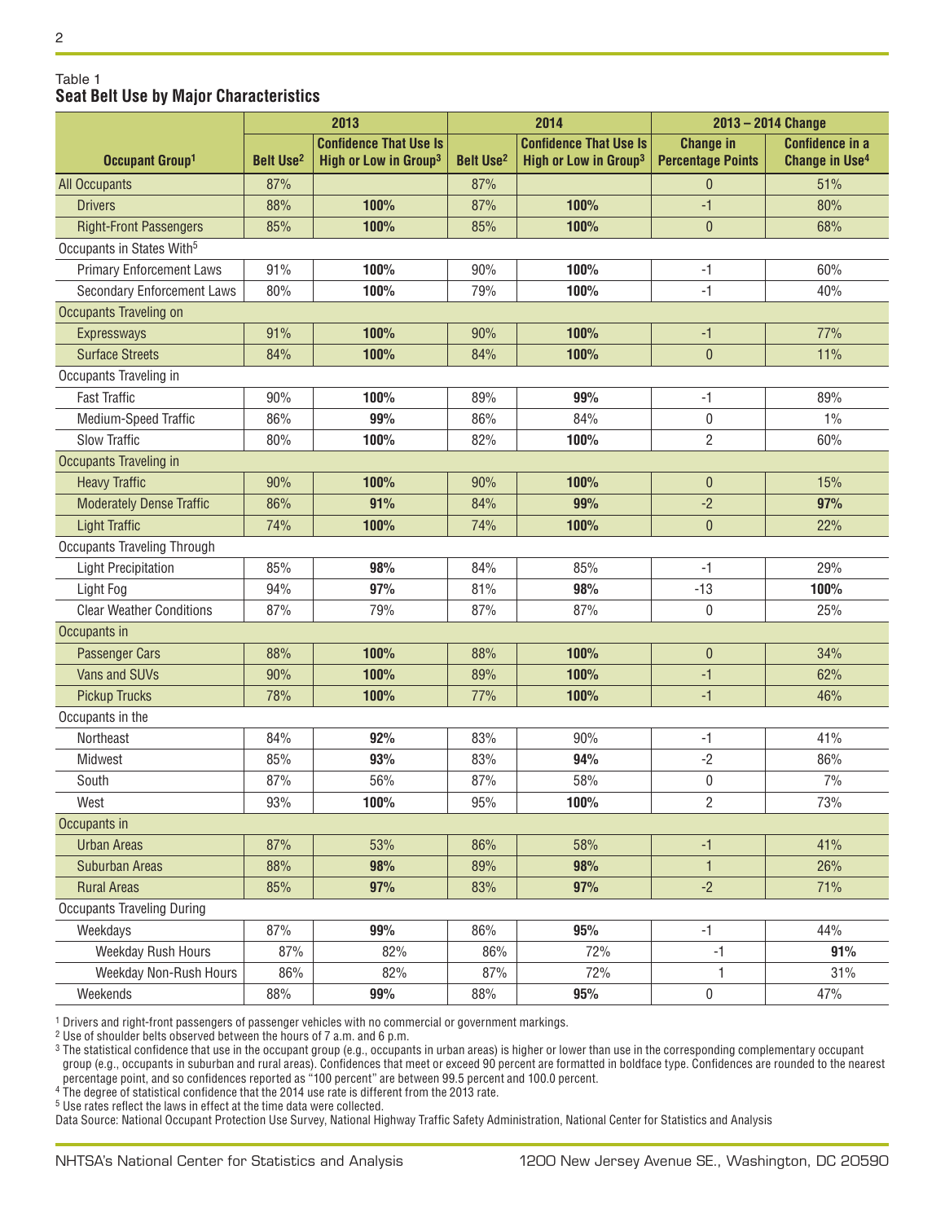Table 1
**Seat Belt Use by Major Characteristics**

| Occupant Group[1] | 2013 | | 2014 | | 2013 – 2014 Change | |
|---|---|---|---|---|---|---|
| | Belt Use[2] | Confidence That Use Is High or Low in Group[3] | Belt Use[2] | Confidence That Use Is High or Low in Group[3] | Change in Percentage Points | Confidence in a Change in Use[4] |
| All Occupants | 87% | | 87% | | 0 | 51% |
| Drivers | 88% | **100%** | 87% | **100%** | -1 | 80% |
| Right-Front Passengers | 85% | **100%** | 85% | **100%** | 0 | 68% |
| Occupants in States With[5] | | | | | | |
| Primary Enforcement Laws | 91% | **100%** | 90% | **100%** | -1 | 60% |
| Secondary Enforcement Laws | 80% | **100%** | 79% | **100%** | -1 | 40% |
| Occupants Traveling on | | | | | | |
| Expressways | 91% | **100%** | 90% | **100%** | -1 | 77% |
| Surface Streets | 84% | **100%** | 84% | **100%** | 0 | 11% |
| Occupants Traveling in | | | | | | |
| Fast Traffic | 90% | **100%** | 89% | **99%** | -1 | 89% |
| Medium-Speed Traffic | 86% | **99%** | 86% | 84% | 0 | 1% |
| Slow Traffic | 80% | **100%** | 82% | **100%** | 2 | 60% |
| Occupants Traveling in | | | | | | |
| Heavy Traffic | 90% | **100%** | 90% | **100%** | 0 | 15% |
| Moderately Dense Traffic | 86% | **91%** | 84% | **99%** | -2 | **97%** |
| Light Traffic | 74% | **100%** | 74% | **100%** | 0 | 22% |
| Occupants Traveling Through | | | | | | |
| Light Precipitation | 85% | **98%** | 84% | 85% | -1 | 29% |
| Light Fog | 94% | **97%** | 81% | **98%** | -13 | **100%** |
| Clear Weather Conditions | 87% | 79% | 87% | 87% | 0 | 25% |
| Occupants in | | | | | | |
| Passenger Cars | 88% | **100%** | 88% | **100%** | 0 | 34% |
| Vans and SUVs | 90% | **100%** | 89% | **100%** | -1 | 62% |
| Pickup Trucks | 78% | **100%** | 77% | **100%** | -1 | 46% |
| Occupants in the | | | | | | |
| Northeast | 84% | **92%** | 83% | 90% | -1 | 41% |
| Midwest | 85% | **93%** | 83% | **94%** | -2 | 86% |
| South | 87% | 56% | 87% | 58% | 0 | 7% |
| West | 93% | **100%** | 95% | **100%** | 2 | 73% |
| Occupants in | | | | | | |
| Urban Areas | 87% | 53% | 86% | 58% | -1 | 41% |
| Suburban Areas | 88% | **98%** | 89% | **98%** | 1 | 26% |
| Rural Areas | 85% | **97%** | 83% | **97%** | -2 | 71% |
| Occupants Traveling During | | | | | | |
| Weekdays | 87% | **99%** | 86% | **95%** | -1 | 44% |
| Weekday Rush Hours | 87% | 82% | 86% | 72% | -1 | **91%** |
| Weekday Non-Rush Hours | 86% | 82% | 87% | 72% | 1 | 31% |
| Weekends | 88% | **99%** | 88% | **95%** | 0 | 47% |

[1] Drivers and right-front passengers of passenger vehicles with no commercial or government markings.
[2] Use of shoulder belts observed between the hours of 7 a.m. and 6 p.m.
[3] The statistical confidence that use in the occupant group (e.g., occupants in urban areas) is higher or lower than use in the corresponding complementary occupant group (e.g., occupants in suburban and rural areas). Confidences that meet or exceed 90 percent are formatted in boldface type. Confidences are rounded to the nearest percentage point, and so confidences reported as "100 percent" are between 99.5 percent and 100.0 percent.
[4] The degree of statistical confidence that the 2014 use rate is different from the 2013 rate.
[5] Use rates reflect the laws in effect at the time data were collected.
Data Source: National Occupant Protection Use Survey, National Highway Traffic Safety Administration, National Center for Statistics and Analysis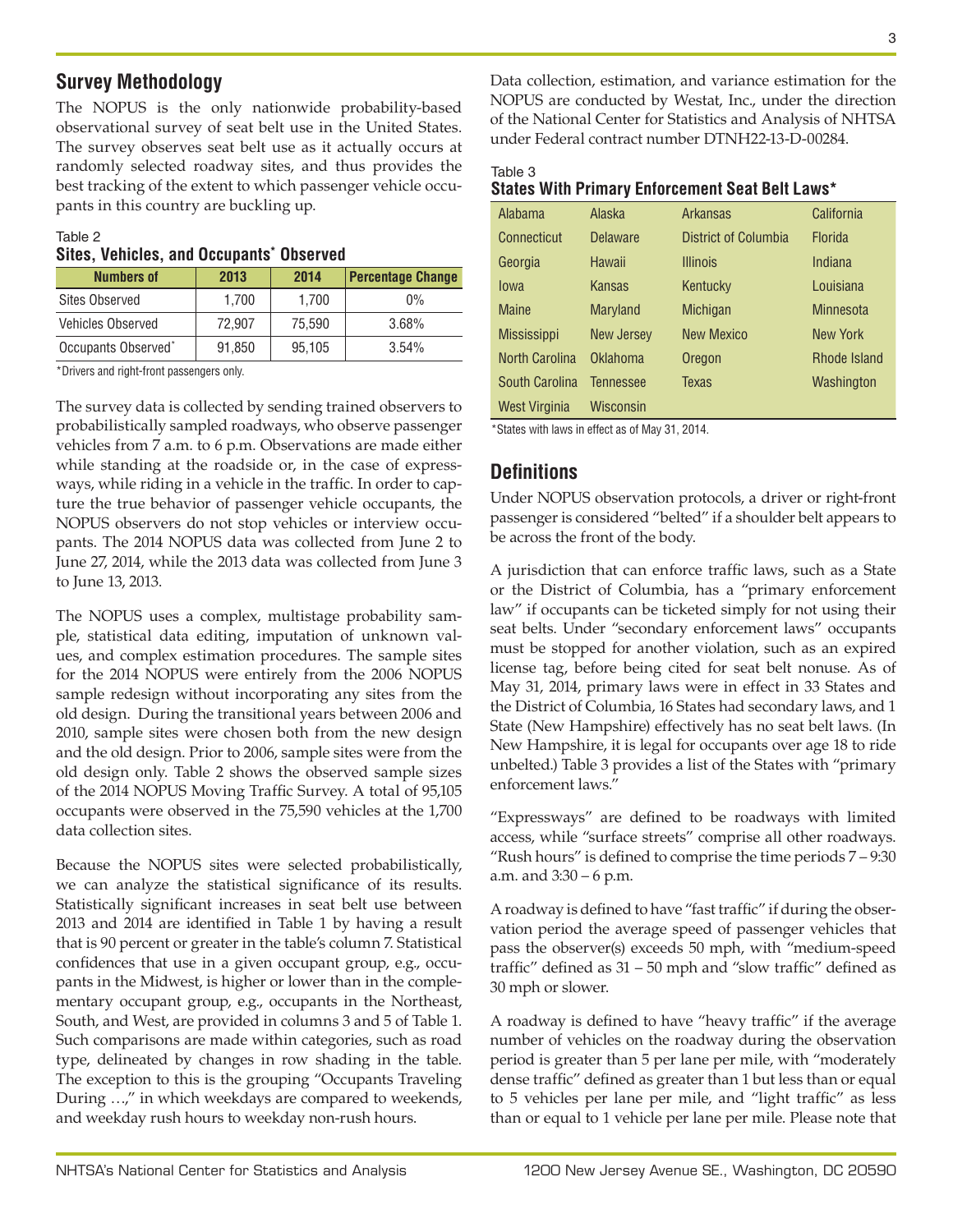## Survey Methodology

The NOPUS is the only nationwide probability-based observational survey of seat belt use in the United States. The survey observes seat belt use as it actually occurs at randomly selected roadway sites, and thus provides the best tracking of the extent to which passenger vehicle occupants in this country are buckling up.

Table 2
**Sites, Vehicles, and Occupants* Observed**

| Numbers of | 2013 | 2014 | Percentage Change |
|---|---|---|---|
| Sites Observed | 1,700 | 1,700 | 0% |
| Vehicles Observed | 72,907 | 75,590 | 3.68% |
| Occupants Observed* | 91,850 | 95,105 | 3.54% |

*Drivers and right-front passengers only.

The survey data is collected by sending trained observers to probabilistically sampled roadways, who observe passenger vehicles from 7 a.m. to 6 p.m. Observations are made either while standing at the roadside or, in the case of expressways, while riding in a vehicle in the traffic. In order to capture the true behavior of passenger vehicle occupants, the NOPUS observers do not stop vehicles or interview occupants. The 2014 NOPUS data was collected from June 2 to June 27, 2014, while the 2013 data was collected from June 3 to June 13, 2013.

The NOPUS uses a complex, multistage probability sample, statistical data editing, imputation of unknown values, and complex estimation procedures. The sample sites for the 2014 NOPUS were entirely from the 2006 NOPUS sample redesign without incorporating any sites from the old design. During the transitional years between 2006 and 2010, sample sites were chosen both from the new design and the old design. Prior to 2006, sample sites were from the old design only. Table 2 shows the observed sample sizes of the 2014 NOPUS Moving Traffic Survey. A total of 95,105 occupants were observed in the 75,590 vehicles at the 1,700 data collection sites.

Because the NOPUS sites were selected probabilistically, we can analyze the statistical significance of its results. Statistically significant increases in seat belt use between 2013 and 2014 are identified in Table 1 by having a result that is 90 percent or greater in the table's column 7. Statistical confidences that use in a given occupant group, e.g., occupants in the Midwest, is higher or lower than in the complementary occupant group, e.g., occupants in the Northeast, South, and West, are provided in columns 3 and 5 of Table 1. Such comparisons are made within categories, such as road type, delineated by changes in row shading in the table. The exception to this is the grouping "Occupants Traveling During …," in which weekdays are compared to weekends, and weekday rush hours to weekday non-rush hours.

Data collection, estimation, and variance estimation for the NOPUS are conducted by Westat, Inc., under the direction of the National Center for Statistics and Analysis of NHTSA under Federal contract number DTNH22-13-D-00284.

Table 3
**States With Primary Enforcement Seat Belt Laws***

| | | | |
|---|---|---|---|
| Alabama | Alaska | Arkansas | California |
| Connecticut | Delaware | District of Columbia | Florida |
| Georgia | Hawaii | Illinois | Indiana |
| Iowa | Kansas | Kentucky | Louisiana |
| Maine | Maryland | Michigan | Minnesota |
| Mississippi | New Jersey | New Mexico | New York |
| North Carolina | Oklahoma | Oregon | Rhode Island |
| South Carolina | Tennessee | Texas | Washington |
| West Virginia | Wisconsin | | |

*States with laws in effect as of May 31, 2014.

## Definitions

Under NOPUS observation protocols, a driver or right-front passenger is considered "belted" if a shoulder belt appears to be across the front of the body.

A jurisdiction that can enforce traffic laws, such as a State or the District of Columbia, has a "primary enforcement law" if occupants can be ticketed simply for not using their seat belts. Under "secondary enforcement laws" occupants must be stopped for another violation, such as an expired license tag, before being cited for seat belt nonuse. As of May 31, 2014, primary laws were in effect in 33 States and the District of Columbia, 16 States had secondary laws, and 1 State (New Hampshire) effectively has no seat belt laws. (In New Hampshire, it is legal for occupants over age 18 to ride unbelted.) Table 3 provides a list of the States with "primary enforcement laws."

"Expressways" are defined to be roadways with limited access, while "surface streets" comprise all other roadways. "Rush hours" is defined to comprise the time periods 7 – 9:30 a.m. and 3:30 – 6 p.m.

A roadway is defined to have "fast traffic" if during the observation period the average speed of passenger vehicles that pass the observer(s) exceeds 50 mph, with "medium-speed traffic" defined as 31 – 50 mph and "slow traffic" defined as 30 mph or slower.

A roadway is defined to have "heavy traffic" if the average number of vehicles on the roadway during the observation period is greater than 5 per lane per mile, with "moderately dense traffic" defined as greater than 1 but less than or equal to 5 vehicles per lane per mile, and "light traffic" as less than or equal to 1 vehicle per lane per mile. Please note that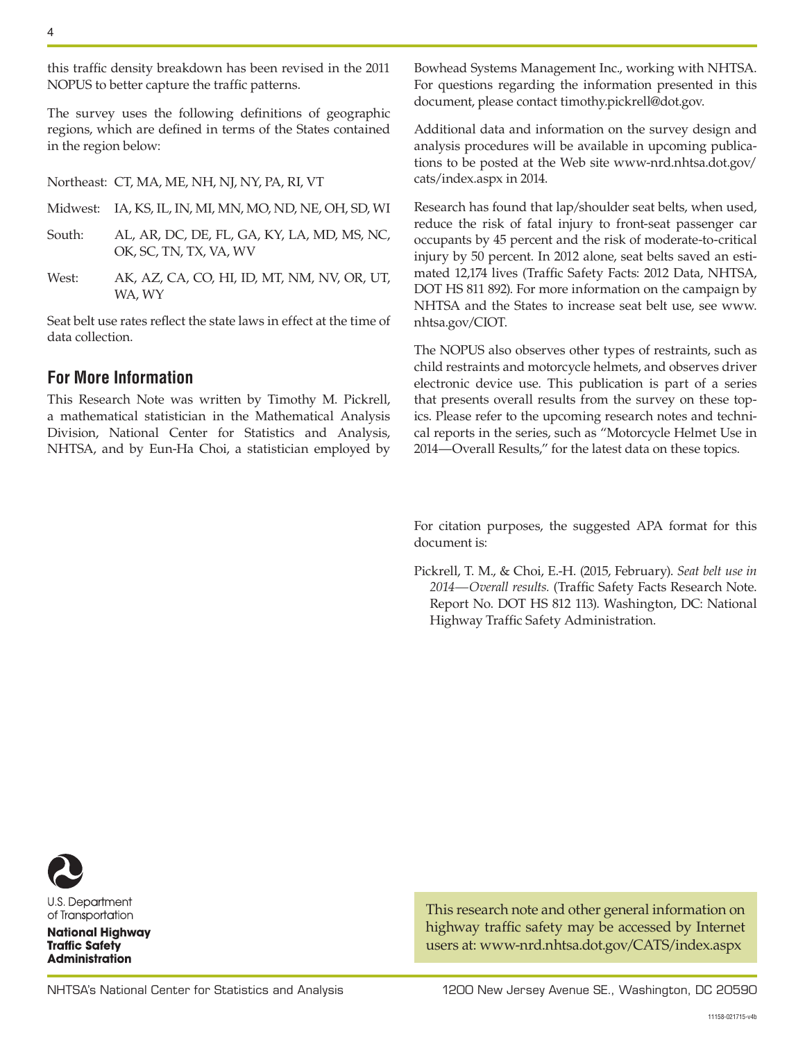this traffic density breakdown has been revised in the 2011 NOPUS to better capture the traffic patterns.

The survey uses the following definitions of geographic regions, which are defined in terms of the States contained in the region below:

| | |
|---|---|
| Northeast: | CT, MA, ME, NH, NJ, NY, PA, RI, VT |
| Midwest: | IA, KS, IL, IN, MI, MN, MO, ND, NE, OH, SD, WI |
| South: | AL, AR, DC, DE, FL, GA, KY, LA, MD, MS, NC, OK, SC, TN, TX, VA, WV |
| West: | AK, AZ, CA, CO, HI, ID, MT, NM, NV, OR, UT, WA, WY |

Seat belt use rates reflect the state laws in effect at the time of data collection.

## For More Information

This Research Note was written by Timothy M. Pickrell, a mathematical statistician in the Mathematical Analysis Division, National Center for Statistics and Analysis, NHTSA, and by Eun-Ha Choi, a statistician employed by Bowhead Systems Management Inc., working with NHTSA. For questions regarding the information presented in this document, please contact timothy.pickrell@dot.gov.

Additional data and information on the survey design and analysis procedures will be available in upcoming publications to be posted at the Web site www-nrd.nhtsa.dot.gov/cats/index.aspx in 2014.

Research has found that lap/shoulder seat belts, when used, reduce the risk of fatal injury to front-seat passenger car occupants by 45 percent and the risk of moderate-to-critical injury by 50 percent. In 2012 alone, seat belts saved an estimated 12,174 lives (Traffic Safety Facts: 2012 Data, NHTSA, DOT HS 811 892). For more information on the campaign by NHTSA and the States to increase seat belt use, see www.nhtsa.gov/CIOT.

The NOPUS also observes other types of restraints, such as child restraints and motorcycle helmets, and observes driver electronic device use. This publication is part of a series that presents overall results from the survey on these topics. Please refer to the upcoming research notes and technical reports in the series, such as "Motorcycle Helmet Use in 2014—Overall Results," for the latest data on these topics.

For citation purposes, the suggested APA format for this document is:

Pickrell, T. M., & Choi, E.-H. (2015, February). *Seat belt use in 2014—Overall results.* (Traffic Safety Facts Research Note. Report No. DOT HS 812 113). Washington, DC: National Highway Traffic Safety Administration.

U.S. Department of Transportation

**National Highway Traffic Safety Administration**

This research note and other general information on highway traffic safety may be accessed by Internet users at: www-nrd.nhtsa.dot.gov/CATS/index.aspx

NHTSA's National Center for Statistics and Analysis 1200 New Jersey Avenue SE., Washington, DC 20590

11158-021715-v4b